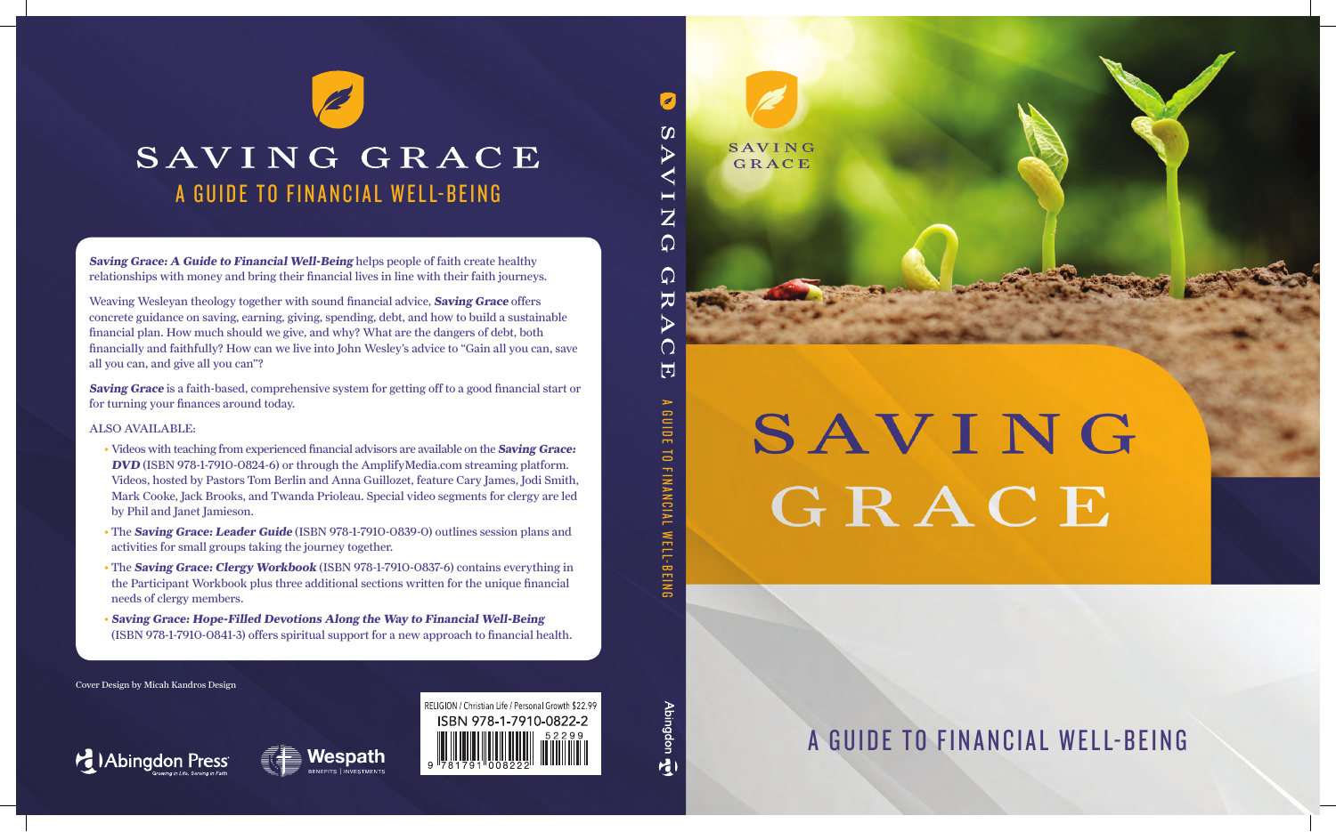# SAVING GRACE

## A GUIDE TO FINANCIAL WELL-BEING

***Saving Grace: A Guide to Financial Well-Being*** helps people of faith create healthy relationships with money and bring their financial lives in line with their faith journeys.

Weaving Wesleyan theology together with sound financial advice, ***Saving Grace*** offers concrete guidance on saving, earning, giving, spending, debt, and how to build a sustainable financial plan. How much should we give, and why? What are the dangers of debt, both financially and faithfully? How can we live into John Wesley's advice to "Gain all you can, save all you can, and give all you can"?

***Saving Grace*** is a faith-based, comprehensive system for getting off to a good financial start or for turning your finances around today.

ALSO AVAILABLE:

- Videos with teaching from experienced financial advisors are available on the ***Saving Grace: DVD*** (ISBN 978-1-7910-0824-6) or through the AmplifyMedia.com streaming platform. Videos, hosted by Pastors Tom Berlin and Anna Guillozet, feature Cary James, Jodi Smith, Mark Cooke, Jack Brooks, and Twanda Prioleau. Special video segments for clergy are led by Phil and Janet Jamieson.
- The ***Saving Grace: Leader Guide*** (ISBN 978-1-7910-0839-0) outlines session plans and activities for small groups taking the journey together.
- The ***Saving Grace: Clergy Workbook*** (ISBN 978-1-7910-0837-6) contains everything in the Participant Workbook plus three additional sections written for the unique financial needs of clergy members.
- ***Saving Grace: Hope-Filled Devotions Along the Way to Financial Well-Being*** (ISBN 978-1-7910-0841-3) offers spiritual support for a new approach to financial health.

Cover Design by Micah Kandros Design

Abingdon Press — Growing in Life, Serving in Faith

Wespath — BENEFITS | INVESTMENTS

RELIGION / Christian Life / Personal Growth $22.99

ISBN 978-1-7910-0822-2

52299

9 781791 008222

SAVING GRACE — A GUIDE TO FINANCIAL WELL-BEING — Abingdon

# SAVING GRACE

## A GUIDE TO FINANCIAL WELL-BEING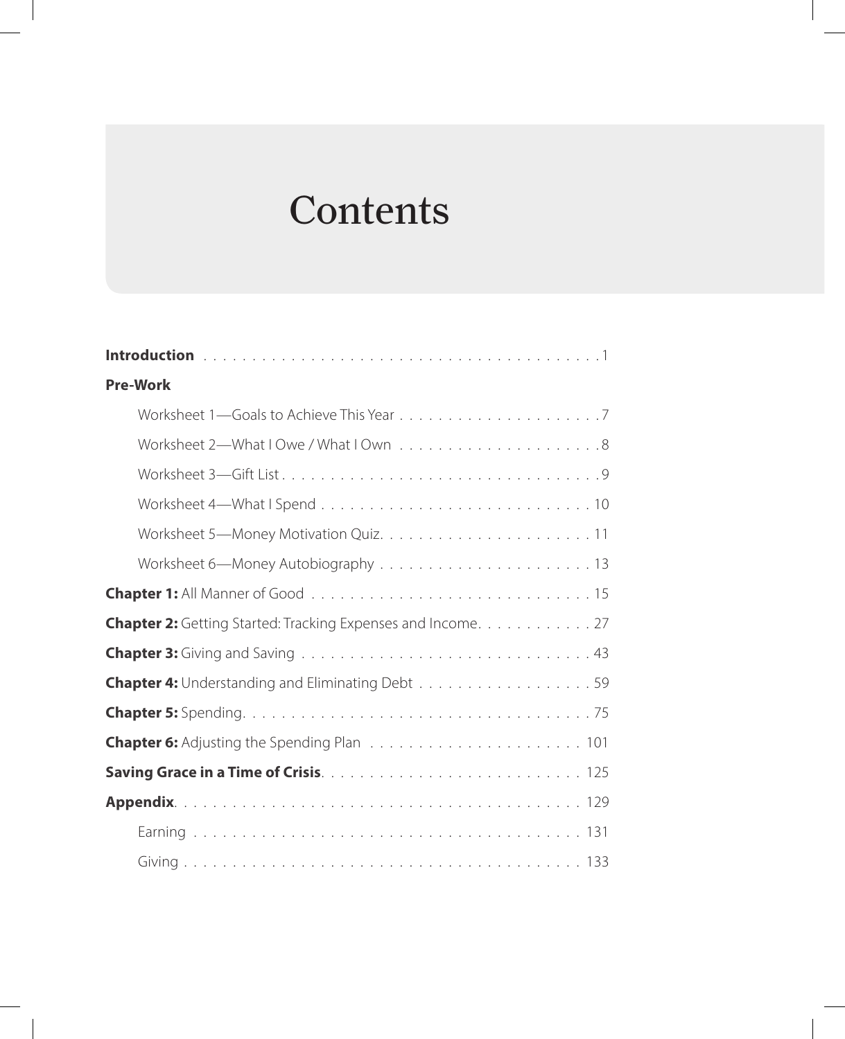# Contents

**Introduction** . . . . . . . . . . . . . . . . . . . . . . . . . . . . . . . . . . . . . . . . . 1

**Pre-Work**

- Worksheet 1—Goals to Achieve This Year . . . . . . . . . . . . . . . . . . . . . 7
- Worksheet 2—What I Owe / What I Own . . . . . . . . . . . . . . . . . . . . . 8
- Worksheet 3—Gift List . . . . . . . . . . . . . . . . . . . . . . . . . . . . . . . . 9
- Worksheet 4—What I Spend . . . . . . . . . . . . . . . . . . . . . . . . . . . . 10
- Worksheet 5—Money Motivation Quiz. . . . . . . . . . . . . . . . . . . . . . 11
- Worksheet 6—Money Autobiography . . . . . . . . . . . . . . . . . . . . . . 13

**Chapter 1:** All Manner of Good . . . . . . . . . . . . . . . . . . . . . . . . . . . . 15

**Chapter 2:** Getting Started: Tracking Expenses and Income. . . . . . . . . . . . 27

**Chapter 3:** Giving and Saving . . . . . . . . . . . . . . . . . . . . . . . . . . . . . 43

**Chapter 4:** Understanding and Eliminating Debt . . . . . . . . . . . . . . . . . . 59

**Chapter 5:** Spending. . . . . . . . . . . . . . . . . . . . . . . . . . . . . . . . . . . 75

**Chapter 6:** Adjusting the Spending Plan . . . . . . . . . . . . . . . . . . . . . . 101

**Saving Grace in a Time of Crisis**. . . . . . . . . . . . . . . . . . . . . . . . . . . 125

**Appendix**. . . . . . . . . . . . . . . . . . . . . . . . . . . . . . . . . . . . . . . . . 129

- Earning . . . . . . . . . . . . . . . . . . . . . . . . . . . . . . . . . . . . . . . . 131
- Giving . . . . . . . . . . . . . . . . . . . . . . . . . . . . . . . . . . . . . . . . . 133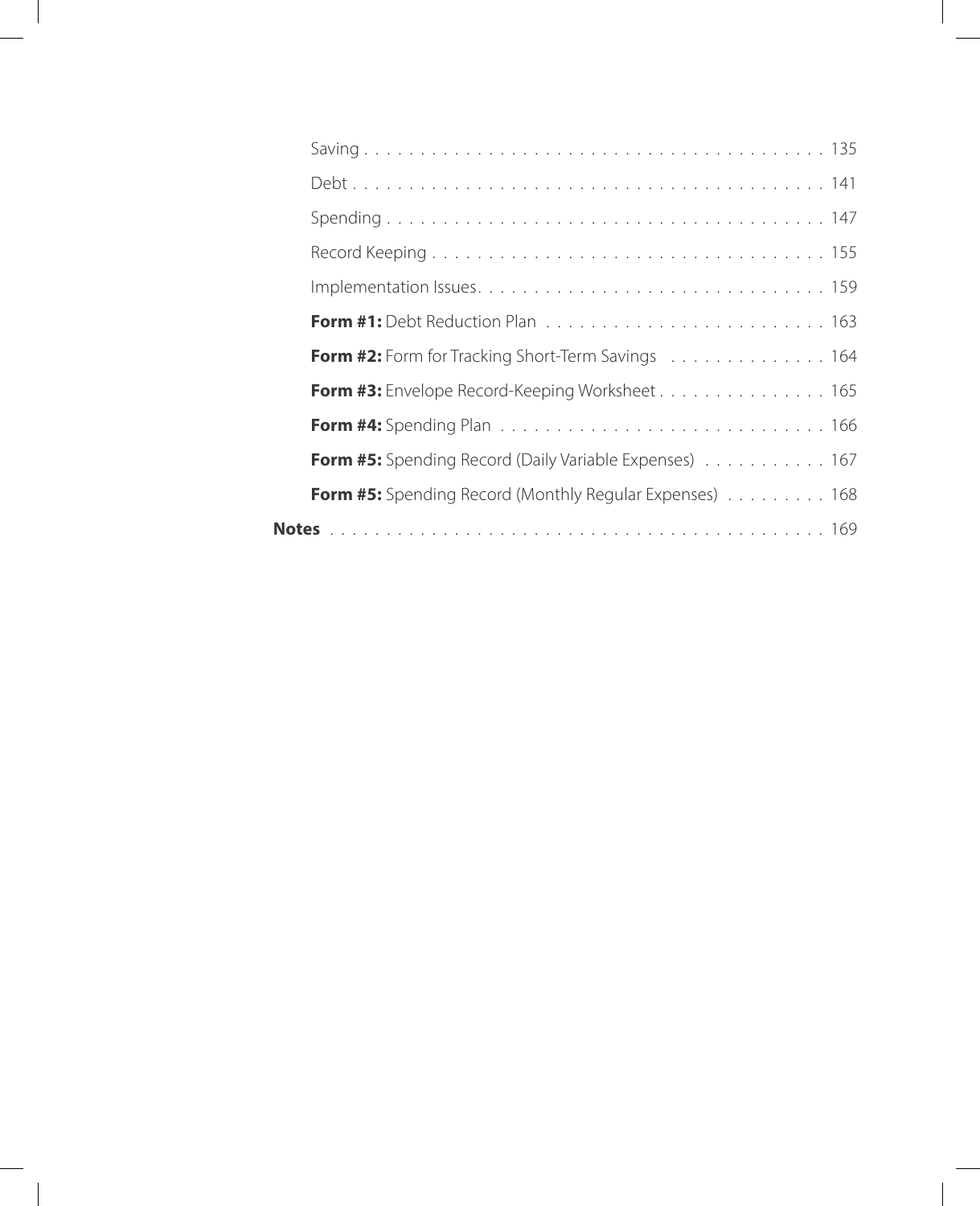- Saving . . . . . . . . . . . . . . . . . . . . . . . . . . . . . . . . . . . . . . . . 135
- Debt . . . . . . . . . . . . . . . . . . . . . . . . . . . . . . . . . . . . . . . . 141
- Spending . . . . . . . . . . . . . . . . . . . . . . . . . . . . . . . . . . . . . . . . 147
- Record Keeping . . . . . . . . . . . . . . . . . . . . . . . . . . . . . . . . . . . 155
- Implementation Issues . . . . . . . . . . . . . . . . . . . . . . . . . . . . . . . 159
- **Form #1:** Debt Reduction Plan . . . . . . . . . . . . . . . . . . . . . . . . . 163
- **Form #2:** Form for Tracking Short-Term Savings . . . . . . . . . . . . . . . 164
- **Form #3:** Envelope Record-Keeping Worksheet . . . . . . . . . . . . . . . 165
- **Form #4:** Spending Plan . . . . . . . . . . . . . . . . . . . . . . . . . . . . . 166
- **Form #5:** Spending Record (Daily Variable Expenses) . . . . . . . . . . . 167
- **Form #5:** Spending Record (Monthly Regular Expenses) . . . . . . . . . 168

**Notes** . . . . . . . . . . . . . . . . . . . . . . . . . . . . . . . . . . . . . . . . 169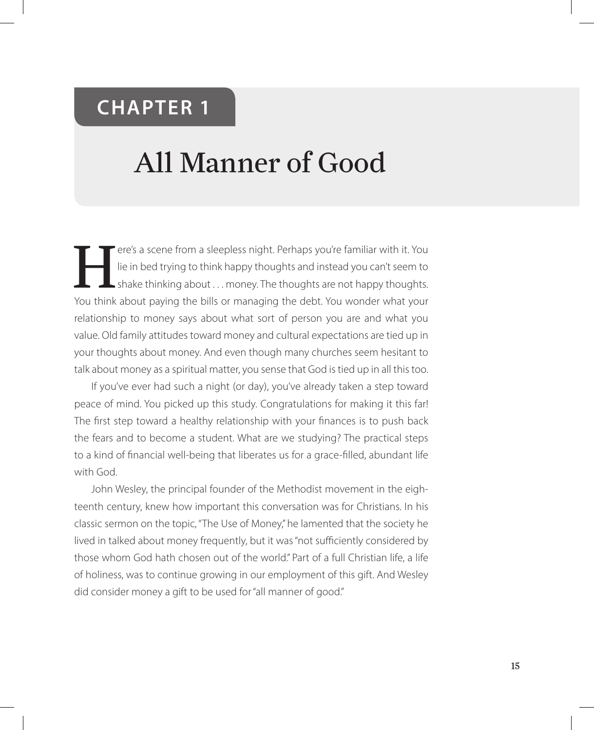# CHAPTER 1

# All Manner of Good

Here's a scene from a sleepless night. Perhaps you're familiar with it. You lie in bed trying to think happy thoughts and instead you can't seem to shake thinking about . . . money. The thoughts are not happy thoughts. You think about paying the bills or managing the debt. You wonder what your relationship to money says about what sort of person you are and what you value. Old family attitudes toward money and cultural expectations are tied up in your thoughts about money. And even though many churches seem hesitant to talk about money as a spiritual matter, you sense that God is tied up in all this too.

If you've ever had such a night (or day), you've already taken a step toward peace of mind. You picked up this study. Congratulations for making it this far! The first step toward a healthy relationship with your finances is to push back the fears and to become a student. What are we studying? The practical steps to a kind of financial well-being that liberates us for a grace-filled, abundant life with God.

John Wesley, the principal founder of the Methodist movement in the eighteenth century, knew how important this conversation was for Christians. In his classic sermon on the topic, "The Use of Money," he lamented that the society he lived in talked about money frequently, but it was "not sufficiently considered by those whom God hath chosen out of the world." Part of a full Christian life, a life of holiness, was to continue growing in our employment of this gift. And Wesley did consider money a gift to be used for "all manner of good."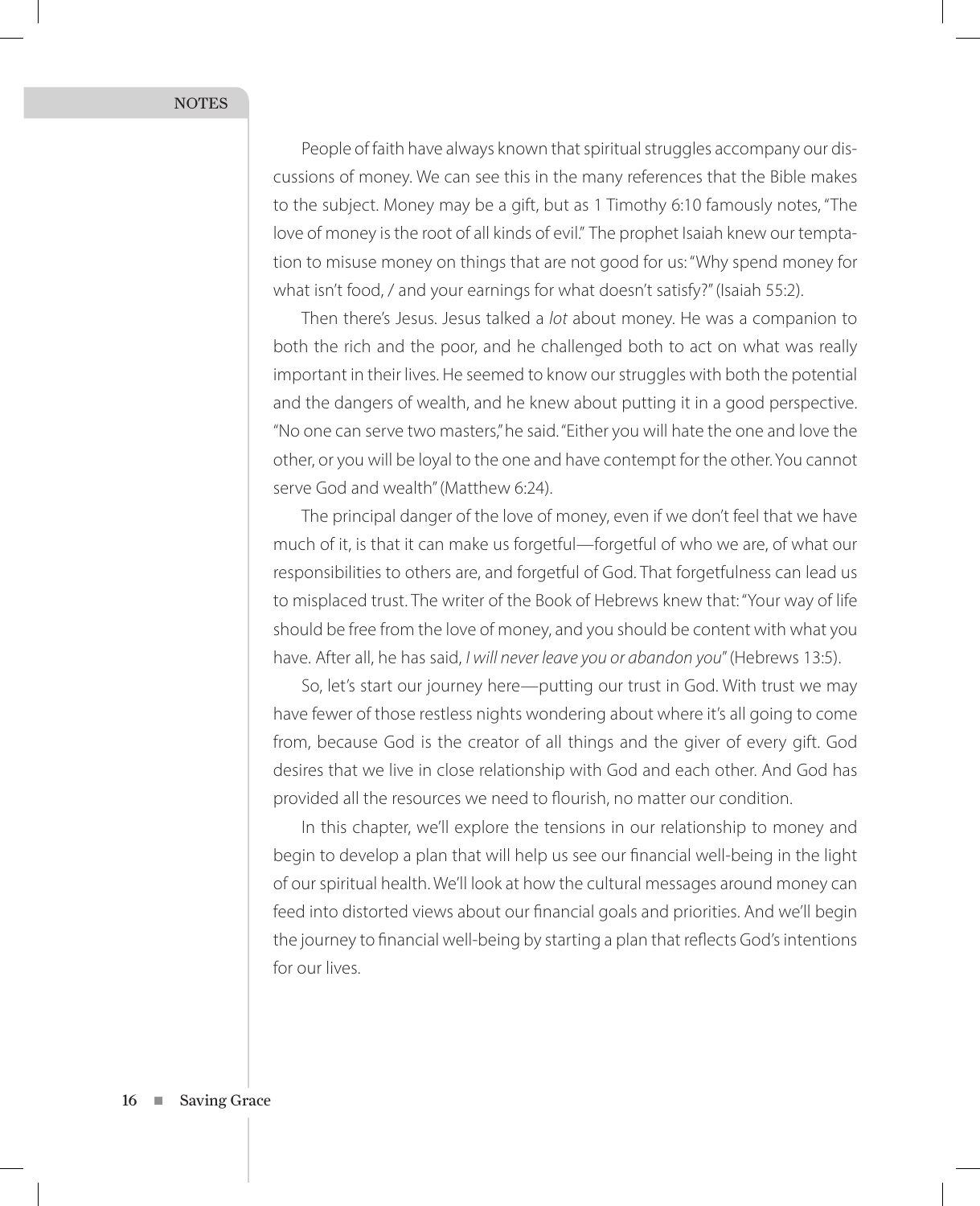People of faith have always known that spiritual struggles accompany our discussions of money. We can see this in the many references that the Bible makes to the subject. Money may be a gift, but as 1 Timothy 6:10 famously notes, "The love of money is the root of all kinds of evil." The prophet Isaiah knew our temptation to misuse money on things that are not good for us: "Why spend money for what isn't food, / and your earnings for what doesn't satisfy?" (Isaiah 55:2).

Then there's Jesus. Jesus talked a *lot* about money. He was a companion to both the rich and the poor, and he challenged both to act on what was really important in their lives. He seemed to know our struggles with both the potential and the dangers of wealth, and he knew about putting it in a good perspective. "No one can serve two masters," he said. "Either you will hate the one and love the other, or you will be loyal to the one and have contempt for the other. You cannot serve God and wealth" (Matthew 6:24).

The principal danger of the love of money, even if we don't feel that we have much of it, is that it can make us forgetful—forgetful of who we are, of what our responsibilities to others are, and forgetful of God. That forgetfulness can lead us to misplaced trust. The writer of the Book of Hebrews knew that: "Your way of life should be free from the love of money, and you should be content with what you have. After all, he has said, *I will never leave you or abandon you*" (Hebrews 13:5).

So, let's start our journey here—putting our trust in God. With trust we may have fewer of those restless nights wondering about where it's all going to come from, because God is the creator of all things and the giver of every gift. God desires that we live in close relationship with God and each other. And God has provided all the resources we need to flourish, no matter our condition.

In this chapter, we'll explore the tensions in our relationship to money and begin to develop a plan that will help us see our financial well-being in the light of our spiritual health. We'll look at how the cultural messages around money can feed into distorted views about our financial goals and priorities. And we'll begin the journey to financial well-being by starting a plan that reflects God's intentions for our lives.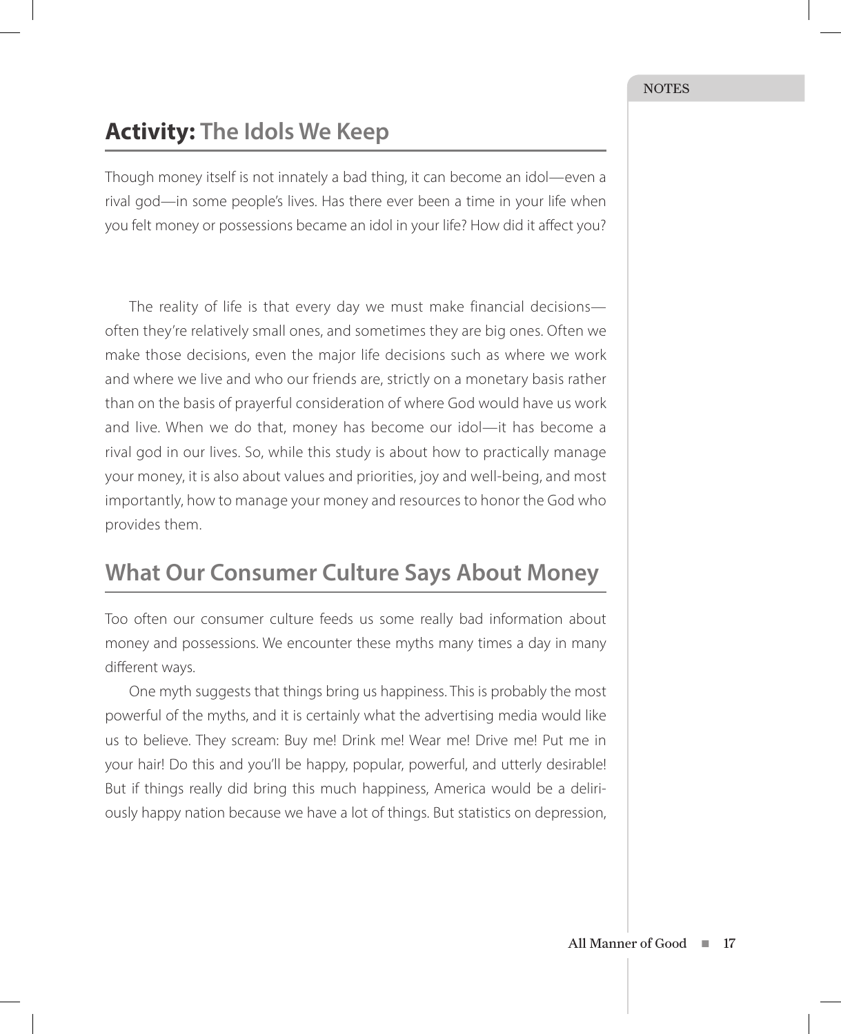## **Activity:** The Idols We Keep

Though money itself is not innately a bad thing, it can become an idol—even a rival god—in some people's lives. Has there ever been a time in your life when you felt money or possessions became an idol in your life? How did it affect you?

The reality of life is that every day we must make financial decisions—often they're relatively small ones, and sometimes they are big ones. Often we make those decisions, even the major life decisions such as where we work and where we live and who our friends are, strictly on a monetary basis rather than on the basis of prayerful consideration of where God would have us work and live. When we do that, money has become our idol—it has become a rival god in our lives. So, while this study is about how to practically manage your money, it is also about values and priorities, joy and well-being, and most importantly, how to manage your money and resources to honor the God who provides them.

## What Our Consumer Culture Says About Money

Too often our consumer culture feeds us some really bad information about money and possessions. We encounter these myths many times a day in many different ways.

One myth suggests that things bring us happiness. This is probably the most powerful of the myths, and it is certainly what the advertising media would like us to believe. They scream: Buy me! Drink me! Wear me! Drive me! Put me in your hair! Do this and you'll be happy, popular, powerful, and utterly desirable! But if things really did bring this much happiness, America would be a deliriously happy nation because we have a lot of things. But statistics on depression,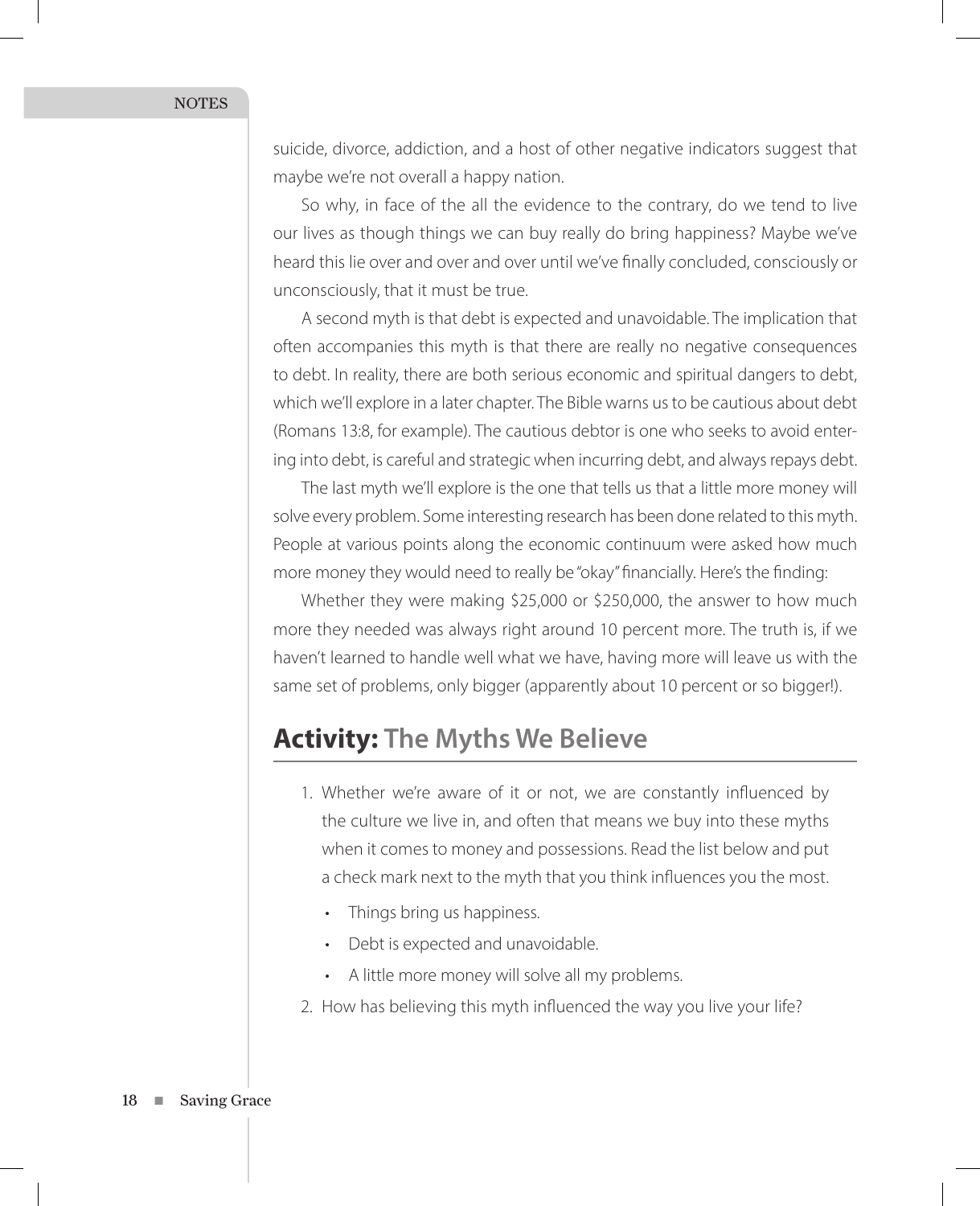suicide, divorce, addiction, and a host of other negative indicators suggest that maybe we're not overall a happy nation.

So why, in face of the all the evidence to the contrary, do we tend to live our lives as though things we can buy really do bring happiness? Maybe we've heard this lie over and over and over until we've finally concluded, consciously or unconsciously, that it must be true.

A second myth is that debt is expected and unavoidable. The implication that often accompanies this myth is that there are really no negative consequences to debt. In reality, there are both serious economic and spiritual dangers to debt, which we'll explore in a later chapter. The Bible warns us to be cautious about debt (Romans 13:8, for example). The cautious debtor is one who seeks to avoid entering into debt, is careful and strategic when incurring debt, and always repays debt.

The last myth we'll explore is the one that tells us that a little more money will solve every problem. Some interesting research has been done related to this myth. People at various points along the economic continuum were asked how much more money they would need to really be "okay" financially. Here's the finding:

Whether they were making $25,000 or $250,000, the answer to how much more they needed was always right around 10 percent more. The truth is, if we haven't learned to handle well what we have, having more will leave us with the same set of problems, only bigger (apparently about 10 percent or so bigger!).

## **Activity:** The Myths We Believe

1. Whether we're aware of it or not, we are constantly influenced by the culture we live in, and often that means we buy into these myths when it comes to money and possessions. Read the list below and put a check mark next to the myth that you think influences you the most.
   - Things bring us happiness.
   - Debt is expected and unavoidable.
   - A little more money will solve all my problems.
2. How has believing this myth influenced the way you live your life?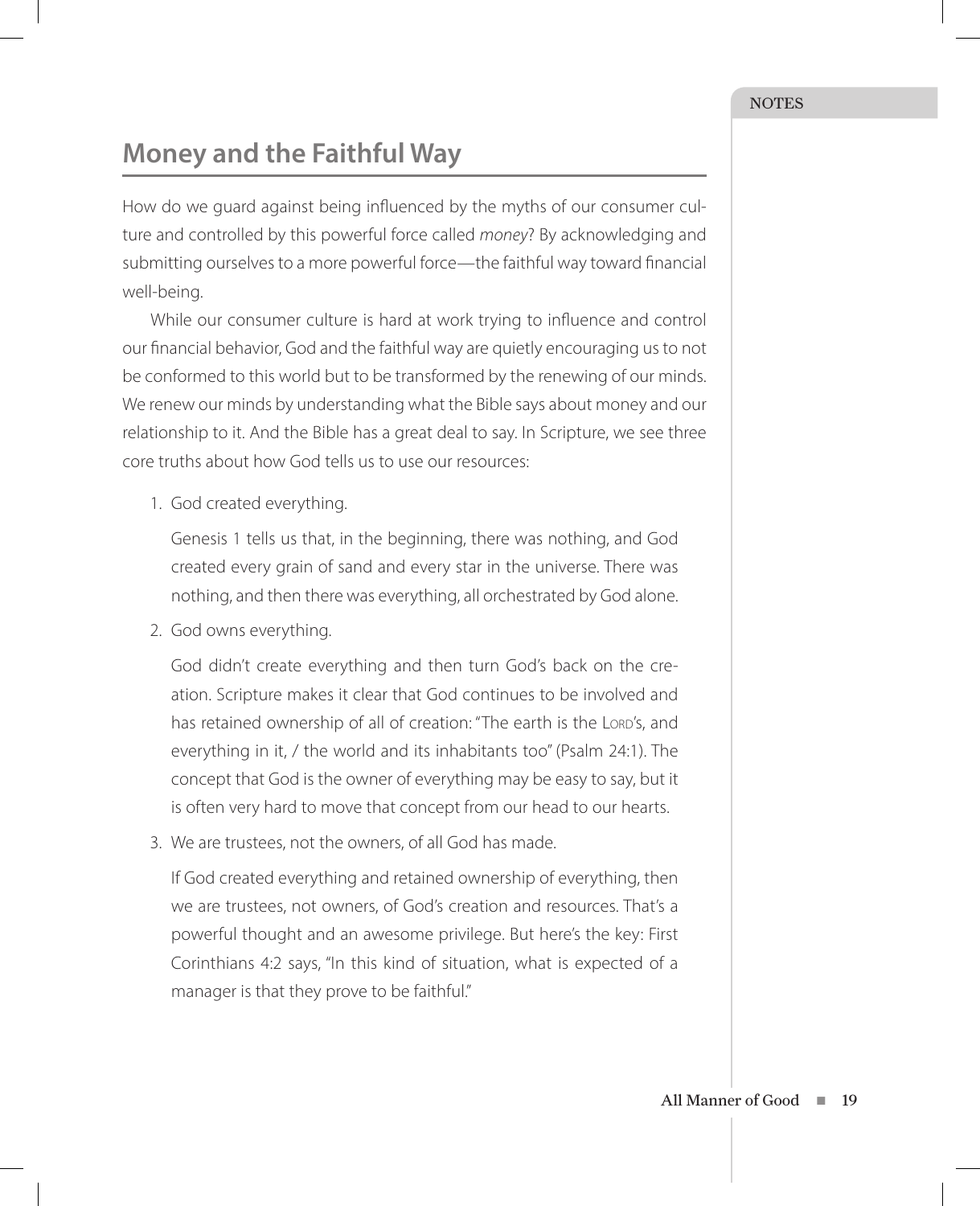## Money and the Faithful Way

How do we guard against being influenced by the myths of our consumer culture and controlled by this powerful force called *money*? By acknowledging and submitting ourselves to a more powerful force—the faithful way toward financial well-being.

While our consumer culture is hard at work trying to influence and control our financial behavior, God and the faithful way are quietly encouraging us to not be conformed to this world but to be transformed by the renewing of our minds. We renew our minds by understanding what the Bible says about money and our relationship to it. And the Bible has a great deal to say. In Scripture, we see three core truths about how God tells us to use our resources:

1. God created everything.

   Genesis 1 tells us that, in the beginning, there was nothing, and God created every grain of sand and every star in the universe. There was nothing, and then there was everything, all orchestrated by God alone.

2. God owns everything.

   God didn't create everything and then turn God's back on the creation. Scripture makes it clear that God continues to be involved and has retained ownership of all of creation: "The earth is the LORD's, and everything in it, / the world and its inhabitants too" (Psalm 24:1). The concept that God is the owner of everything may be easy to say, but it is often very hard to move that concept from our head to our hearts.

3. We are trustees, not the owners, of all God has made.

   If God created everything and retained ownership of everything, then we are trustees, not owners, of God's creation and resources. That's a powerful thought and an awesome privilege. But here's the key: First Corinthians 4:2 says, "In this kind of situation, what is expected of a manager is that they prove to be faithful."

NOTES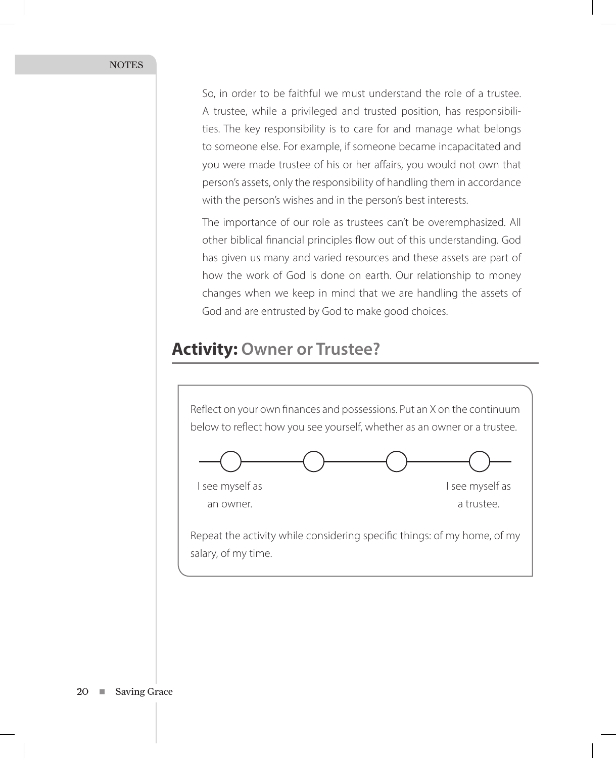So, in order to be faithful we must understand the role of a trustee. A trustee, while a privileged and trusted position, has responsibilities. The key responsibility is to care for and manage what belongs to someone else. For example, if someone became incapacitated and you were made trustee of his or her affairs, you would not own that person's assets, only the responsibility of handling them in accordance with the person's wishes and in the person's best interests.

The importance of our role as trustees can't be overemphasized. All other biblical financial principles flow out of this understanding. God has given us many and varied resources and these assets are part of how the work of God is done on earth. Our relationship to money changes when we keep in mind that we are handling the assets of God and are entrusted by God to make good choices.

## **Activity:** Owner or Trustee?

Reflect on your own finances and possessions. Put an X on the continuum below to reflect how you see yourself, whether as an owner or a trustee.

○————○————○————○

I see myself as an owner. | I see myself as a trustee.

Repeat the activity while considering specific things: of my home, of my salary, of my time.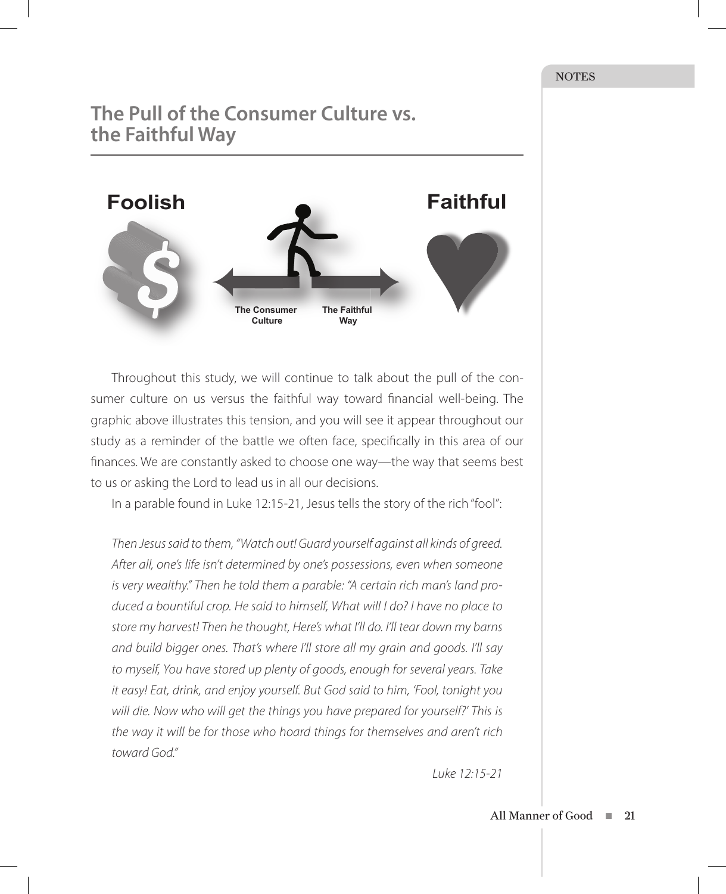## The Pull of the Consumer Culture vs. the Faithful Way

Foolish

Faithful

The Consumer Culture

The Faithful Way

Throughout this study, we will continue to talk about the pull of the consumer culture on us versus the faithful way toward financial well-being. The graphic above illustrates this tension, and you will see it appear throughout our study as a reminder of the battle we often face, specifically in this area of our finances. We are constantly asked to choose one way—the way that seems best to us or asking the Lord to lead us in all our decisions.

In a parable found in Luke 12:15-21, Jesus tells the story of the rich "fool":

> *Then Jesus said to them, "Watch out! Guard yourself against all kinds of greed. After all, one's life isn't determined by one's possessions, even when someone is very wealthy." Then he told them a parable: "A certain rich man's land produced a bountiful crop. He said to himself, What will I do? I have no place to store my harvest! Then he thought, Here's what I'll do. I'll tear down my barns and build bigger ones. That's where I'll store all my grain and goods. I'll say to myself, You have stored up plenty of goods, enough for several years. Take it easy! Eat, drink, and enjoy yourself. But God said to him, 'Fool, tonight you will die. Now who will get the things you have prepared for yourself?' This is the way it will be for those who hoard things for themselves and aren't rich toward God."*
>
> *Luke 12:15-21*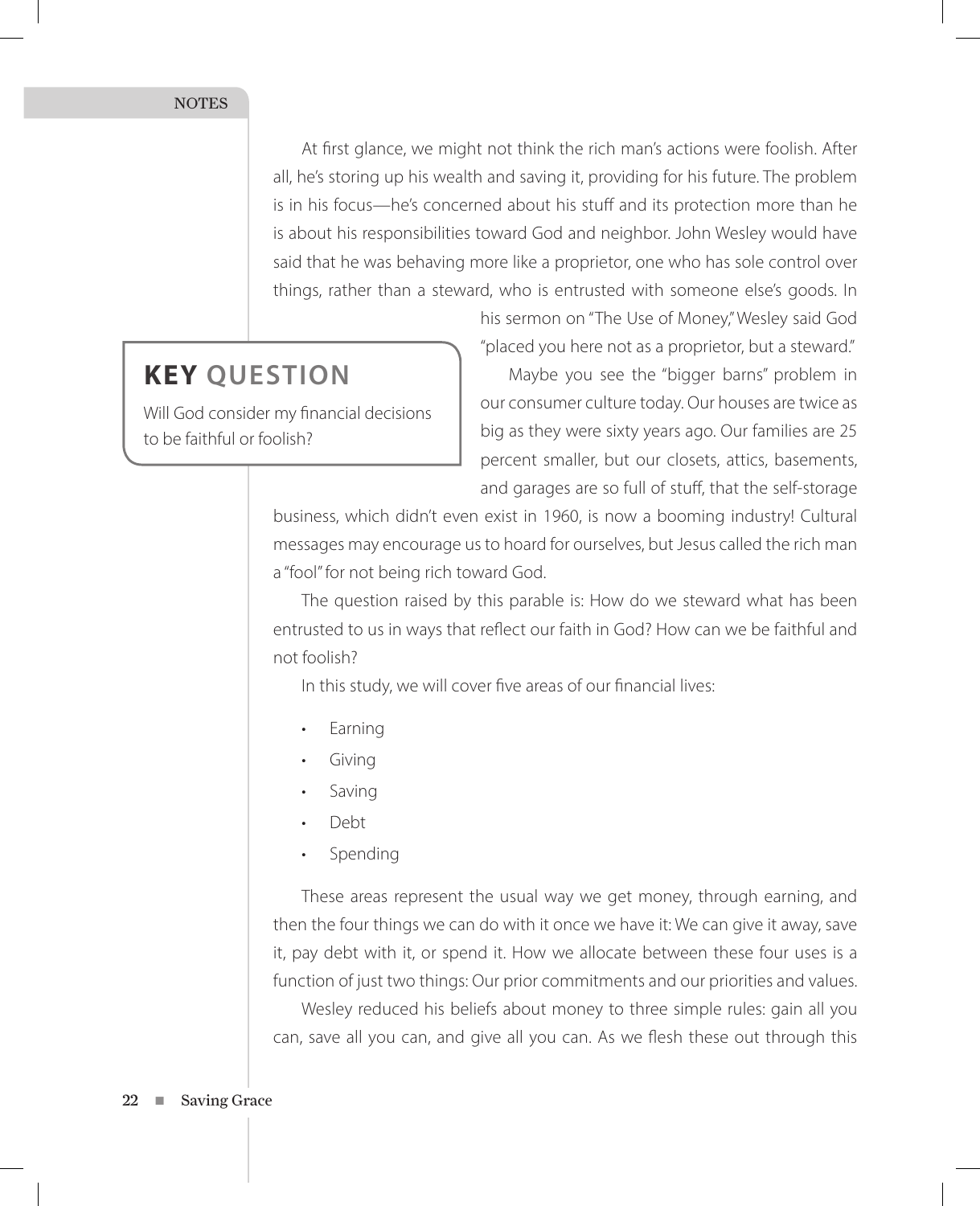At first glance, we might not think the rich man's actions were foolish. After all, he's storing up his wealth and saving it, providing for his future. The problem is in his focus—he's concerned about his stuff and its protection more than he is about his responsibilities toward God and neighbor. John Wesley would have said that he was behaving more like a proprietor, one who has sole control over things, rather than a steward, who is entrusted with someone else's goods. In his sermon on "The Use of Money," Wesley said God "placed you here not as a proprietor, but a steward."

## KEY QUESTION

Will God consider my financial decisions to be faithful or foolish?

Maybe you see the "bigger barns" problem in our consumer culture today. Our houses are twice as big as they were sixty years ago. Our families are 25 percent smaller, but our closets, attics, basements, and garages are so full of stuff, that the self-storage business, which didn't even exist in 1960, is now a booming industry! Cultural messages may encourage us to hoard for ourselves, but Jesus called the rich man a "fool" for not being rich toward God.

The question raised by this parable is: How do we steward what has been entrusted to us in ways that reflect our faith in God? How can we be faithful and not foolish?

In this study, we will cover five areas of our financial lives:

- Earning
- Giving
- Saving
- Debt
- Spending

These areas represent the usual way we get money, through earning, and then the four things we can do with it once we have it: We can give it away, save it, pay debt with it, or spend it. How we allocate between these four uses is a function of just two things: Our prior commitments and our priorities and values.

Wesley reduced his beliefs about money to three simple rules: gain all you can, save all you can, and give all you can. As we flesh these out through this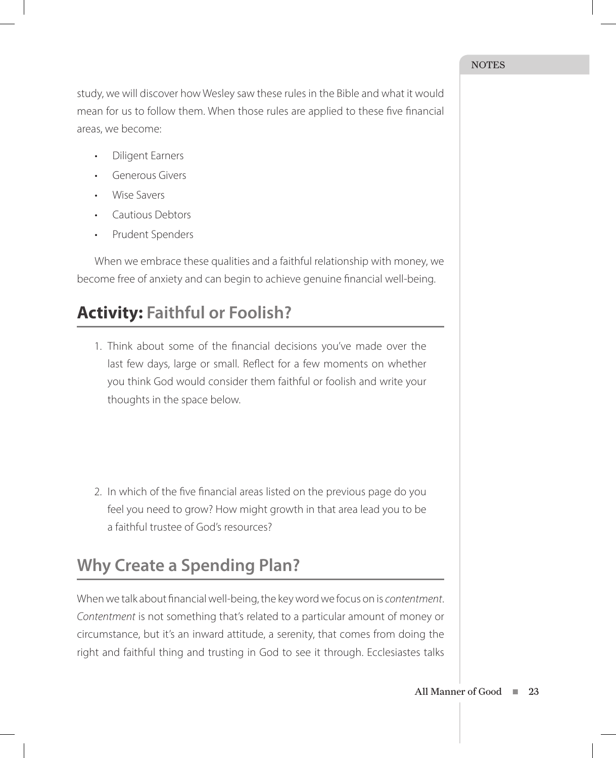study, we will discover how Wesley saw these rules in the Bible and what it would mean for us to follow them. When those rules are applied to these five financial areas, we become:

- Diligent Earners
- Generous Givers
- Wise Savers
- Cautious Debtors
- Prudent Spenders

When we embrace these qualities and a faithful relationship with money, we become free of anxiety and can begin to achieve genuine financial well-being.

## **Activity:** Faithful or Foolish?

1. Think about some of the financial decisions you've made over the last few days, large or small. Reflect for a few moments on whether you think God would consider them faithful or foolish and write your thoughts in the space below.

2. In which of the five financial areas listed on the previous page do you feel you need to grow? How might growth in that area lead you to be a faithful trustee of God's resources?

## Why Create a Spending Plan?

When we talk about financial well-being, the key word we focus on is *contentment*. *Contentment* is not something that's related to a particular amount of money or circumstance, but it's an inward attitude, a serenity, that comes from doing the right and faithful thing and trusting in God to see it through. Ecclesiastes talks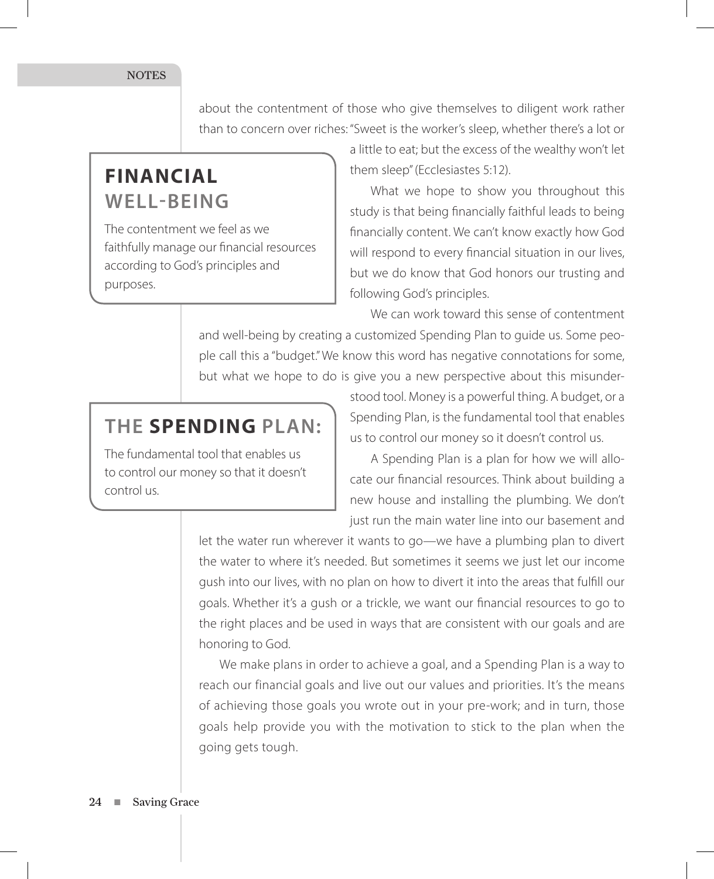about the contentment of those who give themselves to diligent work rather than to concern over riches: "Sweet is the worker's sleep, whether there's a lot or a little to eat; but the excess of the wealthy won't let them sleep" (Ecclesiastes 5:12).

> **FINANCIAL WELL-BEING**
>
> The contentment we feel as we faithfully manage our financial resources according to God's principles and purposes.

What we hope to show you throughout this study is that being financially faithful leads to being financially content. We can't know exactly how God will respond to every financial situation in our lives, but we do know that God honors our trusting and following God's principles.

We can work toward this sense of contentment and well-being by creating a customized Spending Plan to guide us. Some people call this a "budget." We know this word has negative connotations for some, but what we hope to do is give you a new perspective about this misunderstood tool. Money is a powerful thing. A budget, or a Spending Plan, is the fundamental tool that enables us to control our money so it doesn't control us.

> **THE SPENDING PLAN:**
>
> The fundamental tool that enables us to control our money so that it doesn't control us.

A Spending Plan is a plan for how we will allocate our financial resources. Think about building a new house and installing the plumbing. We don't just run the main water line into our basement and let the water run wherever it wants to go—we have a plumbing plan to divert the water to where it's needed. But sometimes it seems we just let our income gush into our lives, with no plan on how to divert it into the areas that fulfill our goals. Whether it's a gush or a trickle, we want our financial resources to go to the right places and be used in ways that are consistent with our goals and are honoring to God.

We make plans in order to achieve a goal, and a Spending Plan is a way to reach our financial goals and live out our values and priorities. It's the means of achieving those goals you wrote out in your pre-work; and in turn, those goals help provide you with the motivation to stick to the plan when the going gets tough.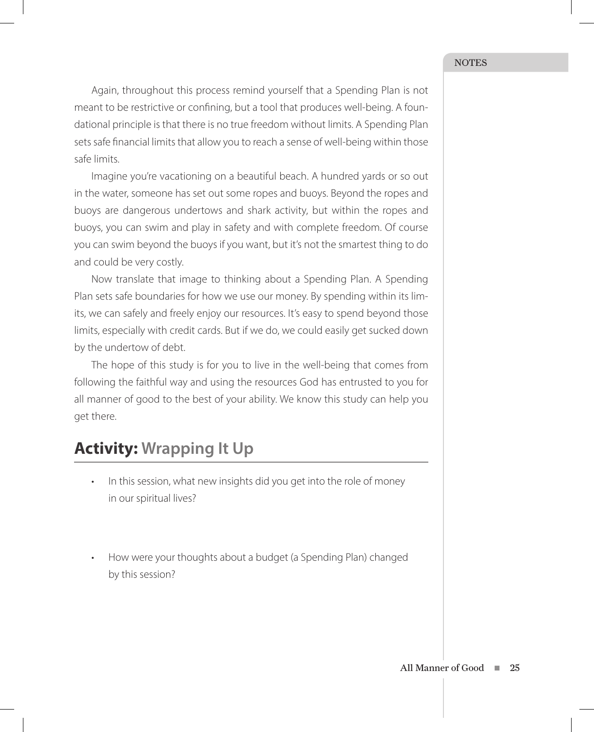Again, throughout this process remind yourself that a Spending Plan is not meant to be restrictive or confining, but a tool that produces well-being. A foundational principle is that there is no true freedom without limits. A Spending Plan sets safe financial limits that allow you to reach a sense of well-being within those safe limits.

Imagine you're vacationing on a beautiful beach. A hundred yards or so out in the water, someone has set out some ropes and buoys. Beyond the ropes and buoys are dangerous undertows and shark activity, but within the ropes and buoys, you can swim and play in safety and with complete freedom. Of course you can swim beyond the buoys if you want, but it's not the smartest thing to do and could be very costly.

Now translate that image to thinking about a Spending Plan. A Spending Plan sets safe boundaries for how we use our money. By spending within its limits, we can safely and freely enjoy our resources. It's easy to spend beyond those limits, especially with credit cards. But if we do, we could easily get sucked down by the undertow of debt.

The hope of this study is for you to live in the well-being that comes from following the faithful way and using the resources God has entrusted to you for all manner of good to the best of your ability. We know this study can help you get there.

## **Activity:** Wrapping It Up

- In this session, what new insights did you get into the role of money in our spiritual lives?

- How were your thoughts about a budget (a Spending Plan) changed by this session?

NOTES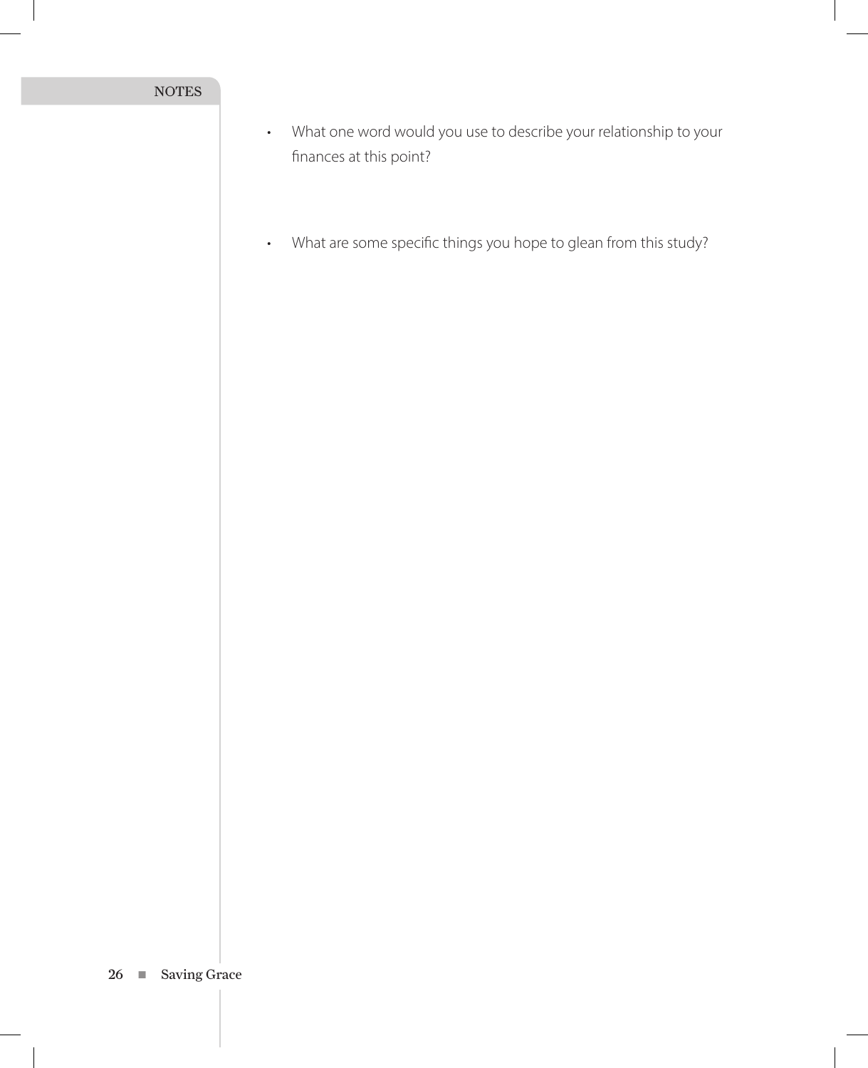NOTES

- What one word would you use to describe your relationship to your finances at this point?

- What are some specific things you hope to glean from this study?